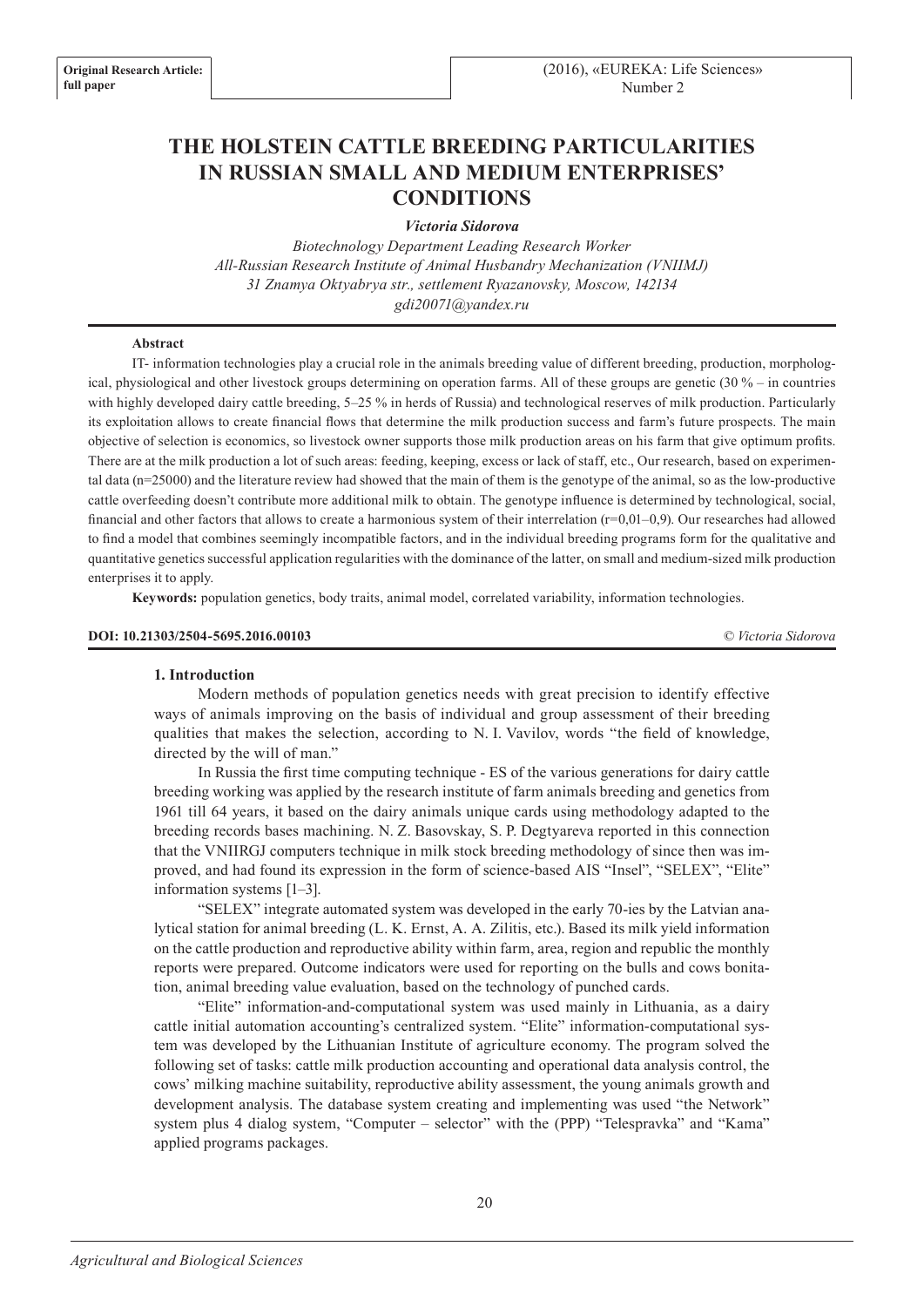**Original Research Article: full paper**

# THE HOLSTEIN CATTLE BREEDING PARTICULARITIES IN RUSSIAN SMALL AND MEDIUM ENTERPRISES' CONDITIONS

***Victoria Sidorova***

*Biotechnology Department Leading Research Worker*
*All-Russian Research Institute of Animal Husbandry Mechanization (VNIIMJ)*
*31 Znamya Oktyabrya str., settlement Ryazanovsky, Moscow, 142134*
*gdi2007l@yandex.ru*

**Abstract**

IT- information technologies play a crucial role in the animals breeding value of different breeding, production, morphological, physiological and other livestock groups determining on operation farms. All of these groups are genetic (30 % – in countries with highly developed dairy cattle breeding, 5–25 % in herds of Russia) and technological reserves of milk production. Particularly its exploitation allows to create financial flows that determine the milk production success and farm's future prospects. The main objective of selection is economics, so livestock owner supports those milk production areas on his farm that give optimum profits. There are at the milk production a lot of such areas: feeding, keeping, excess or lack of staff, etc., Our research, based on experimental data (n=25000) and the literature review had showed that the main of them is the genotype of the animal, so as the low-productive cattle overfeeding doesn't contribute more additional milk to obtain. The genotype influence is determined by technological, social, financial and other factors that allows to create a harmonious system of their interrelation (r=0,01–0,9). Our researches had allowed to find a model that combines seemingly incompatible factors, and in the individual breeding programs form for the qualitative and quantitative genetics successful application regularities with the dominance of the latter, on small and medium-sized milk production enterprises it to apply.

**Keywords:** population genetics, body traits, animal model, correlated variability, information technologies.

**DOI: 10.21303/2504-5695.2016.00103** © *Victoria Sidorova*

## 1. Introduction

Modern methods of population genetics needs with great precision to identify effective ways of animals improving on the basis of individual and group assessment of their breeding qualities that makes the selection, according to N. I. Vavilov, words "the field of knowledge, directed by the will of man."

In Russia the first time computing technique - ES of the various generations for dairy cattle breeding working was applied by the research institute of farm animals breeding and genetics from 1961 till 64 years, it based on the dairy animals unique cards using methodology adapted to the breeding records bases machining. N. Z. Basovskay, S. P. Degtyareva reported in this connection that the VNIIRGJ computers technique in milk stock breeding methodology of since then was improved, and had found its expression in the form of science-based AIS "Insel", "SELEX", "Elite" information systems [1–3].

"SELEX" integrate automated system was developed in the early 70-ies by the Latvian analytical station for animal breeding (L. K. Ernst, A. A. Zilitis, etc.). Based its milk yield information on the cattle production and reproductive ability within farm, area, region and republic the monthly reports were prepared. Outcome indicators were used for reporting on the bulls and cows bonitation, animal breeding value evaluation, based on the technology of punched cards.

"Elite" information-and-computational system was used mainly in Lithuania, as a dairy cattle initial automation accounting's centralized system. "Elite" information-computational system was developed by the Lithuanian Institute of agriculture economy. The program solved the following set of tasks: cattle milk production accounting and operational data analysis control, the cows' milking machine suitability, reproductive ability assessment, the young animals growth and development analysis. The database system creating and implementing was used "the Network" system plus 4 dialog system, "Computer – selector" with the (PPP) "Telespravka" and "Kama" applied programs packages.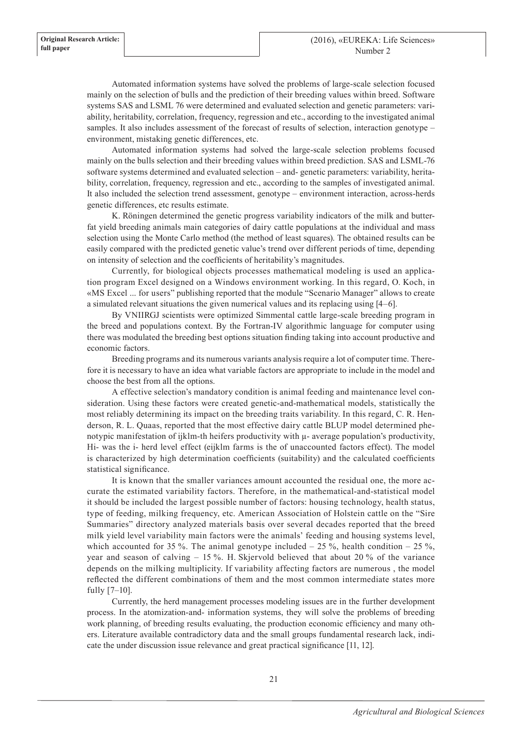Automated information systems have solved the problems of large-scale selection focused mainly on the selection of bulls and the prediction of their breeding values within breed. Software systems SAS and LSML 76 were determined and evaluated selection and genetic parameters: variability, heritability, correlation, frequency, regression and etc., according to the investigated animal samples. It also includes assessment of the forecast of results of selection, interaction genotype – environment, mistaking genetic differences, etc.

Automated information systems had solved the large-scale selection problems focused mainly on the bulls selection and their breeding values within breed prediction. SAS and LSML-76 software systems determined and evaluated selection – and- genetic parameters: variability, heritability, correlation, frequency, regression and etc., according to the samples of investigated animal. It also included the selection trend assessment, genotype – environment interaction, across-herds genetic differences, etc results estimate.

K. Röningen determined the genetic progress variability indicators of the milk and butterfat yield breeding animals main categories of dairy cattle populations at the individual and mass selection using the Monte Carlo method (the method of least squares). The obtained results can be easily compared with the predicted genetic value's trend over different periods of time, depending on intensity of selection and the coefficients of heritability's magnitudes.

Currently, for biological objects processes mathematical modeling is used an application program Excel designed on a Windows environment working. In this regard, O. Koch, in «MS Excel ... for users" publishing reported that the module "Scenario Manager" allows to create a simulated relevant situations the given numerical values and its replacing using [4–6].

By VNIIRGJ scientists were optimized Simmental cattle large-scale breeding program in the breed and populations context. By the Fortran-IV algorithmic language for computer using there was modulated the breeding best options situation finding taking into account productive and economic factors.

Breeding programs and its numerous variants analysis require a lot of computer time. Therefore it is necessary to have an idea what variable factors are appropriate to include in the model and choose the best from all the options.

A effective selection's mandatory condition is animal feeding and maintenance level consideration. Using these factors were created genetic-and-mathematical models, statistically the most reliably determining its impact on the breeding traits variability. In this regard, C. R. Henderson, R. L. Quaas, reported that the most effective dairy cattle BLUP model determined phenotypic manifestation of ijklm-th heifers productivity with μ- average population's productivity, Hi- was the i- herd level effect (eijklm farms is the of unaccounted factors effect). The model is characterized by high determination coefficients (suitability) and the calculated coefficients statistical significance.

It is known that the smaller variances amount accounted the residual one, the more accurate the estimated variability factors. Therefore, in the mathematical-and-statistical model it should be included the largest possible number of factors: housing technology, health status, type of feeding, milking frequency, etc. American Association of Holstein cattle on the "Sire Summaries" directory analyzed materials basis over several decades reported that the breed milk yield level variability main factors were the animals' feeding and housing systems level, which accounted for 35 %. The animal genotype included – 25 %, health condition – 25 %, year and season of calving – 15 %. H. Skjervold believed that about 20 % of the variance depends on the milking multiplicity. If variability affecting factors are numerous , the model reflected the different combinations of them and the most common intermediate states more fully [7–10].

Currently, the herd management processes modeling issues are in the further development process. In the atomization-and- information systems, they will solve the problems of breeding work planning, of breeding results evaluating, the production economic efficiency and many others. Literature available contradictory data and the small groups fundamental research lack, indicate the under discussion issue relevance and great practical significance [11, 12].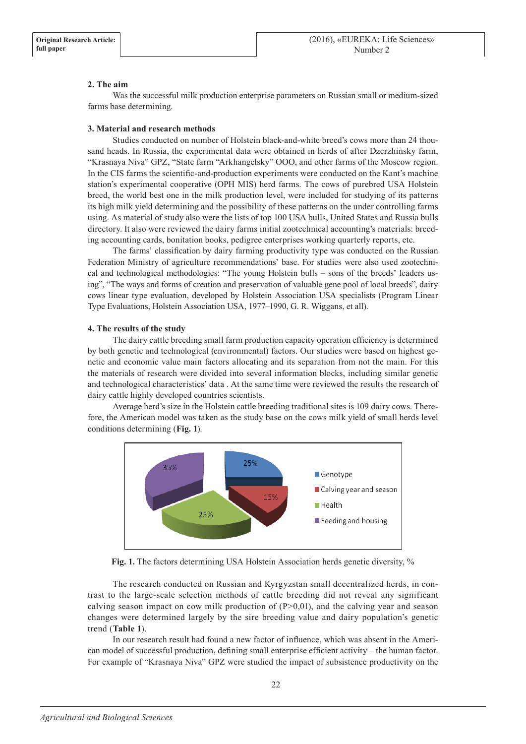**2. The aim**

Was the successful milk production enterprise parameters on Russian small or medium-sized farms base determining.

**3. Material and research methods**

Studies conducted on number of Holstein black-and-white breed's cows more than 24 thousand heads. In Russia, the experimental data were obtained in herds of after Dzerzhinsky farm, "Krasnaya Niva" GPZ, "State farm "Arkhangelsky" OOO, and other farms of the Moscow region. In the CIS farms the scientific-and-production experiments were conducted on the Kant's machine station's experimental cooperative (OPH MIS) herd farms. The cows of purebred USA Holstein breed, the world best one in the milk production level, were included for studying of its patterns its high milk yield determining and the possibility of these patterns on the under controlling farms using. As material of study also were the lists of top 100 USA bulls, United States and Russia bulls directory. It also were reviewed the dairy farms initial zootechnical accounting's materials: breeding accounting cards, bonitation books, pedigree enterprises working quarterly reports, etc.

The farms' classification by dairy farming productivity type was conducted on the Russian Federation Ministry of agriculture recommendations' base. For studies were also used zootechnical and technological methodologies: "The young Holstein bulls – sons of the breeds' leaders using", "The ways and forms of creation and preservation of valuable gene pool of local breeds", dairy cows linear type evaluation, developed by Holstein Association USA specialists (Program Linear Type Evaluations, Holstein Association USA, 1977–1990, G. R. Wiggans, et all).

**4. The results of the study**

The dairy cattle breeding small farm production capacity operation efficiency is determined by both genetic and technological (environmental) factors. Our studies were based on highest genetic and economic value main factors allocating and its separation from not the main. For this the materials of research were divided into several information blocks, including similar genetic and technological characteristics' data . At the same time were reviewed the results the research of dairy cattle highly developed countries scientists.

Average herd's size in the Holstein cattle breeding traditional sites is 109 dairy cows. Therefore, the American model was taken as the study base on the cows milk yield of small herds level conditions determining (**Fig. 1**).

**Fig. 1.** The factors determining USA Holstein Association herds genetic diversity, %

The research conducted on Russian and Kyrgyzstan small decentralized herds, in contrast to the large-scale selection methods of cattle breeding did not reveal any significant calving season impact on cow milk production of ($P>0,01$), and the calving year and season changes were determined largely by the sire breeding value and dairy population's genetic trend (**Table 1**).

In our research result had found a new factor of influence, which was absent in the American model of successful production, defining small enterprise efficient activity – the human factor. For example of "Krasnaya Niva" GPZ were studied the impact of subsistence productivity on the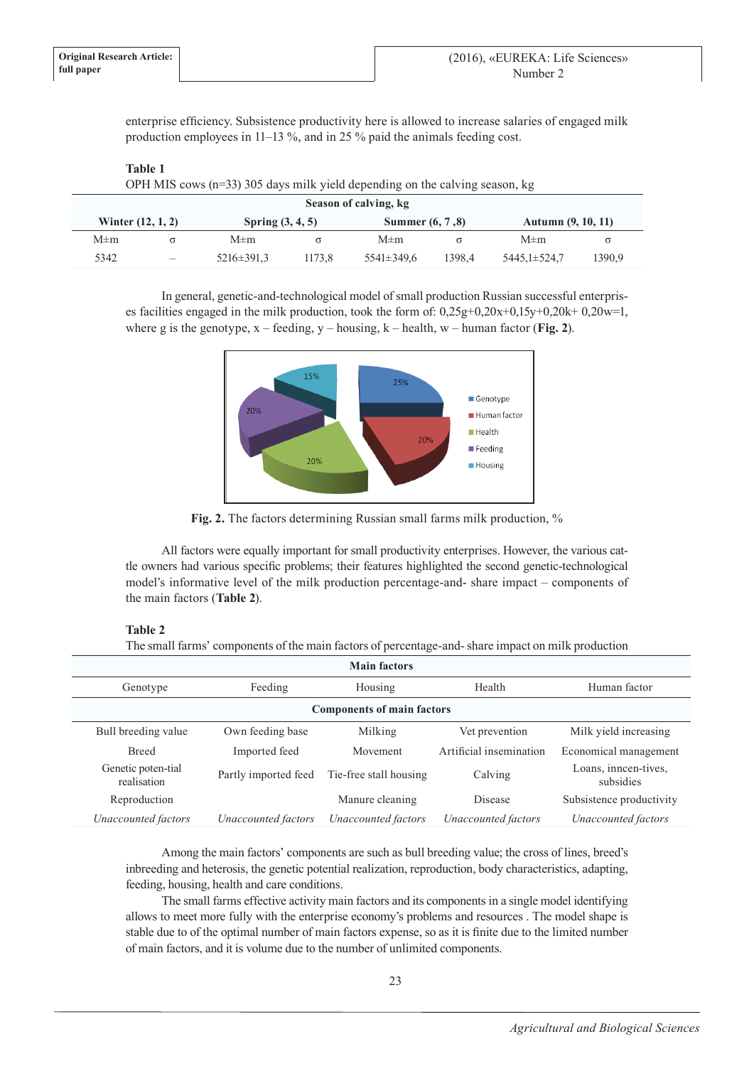enterprise efficiency. Subsistence productivity here is allowed to increase salaries of engaged milk production employees in 11–13 %, and in 25 % paid the animals feeding cost.

**Table 1**

OPH MIS cows (n=33) 305 days milk yield depending on the calving season, kg

| Season of calving, kg | | | | | | | |
|---|---|---|---|---|---|---|---|
| **Winter (12, 1, 2)** | | **Spring (3, 4, 5)** | | **Summer (6, 7 ,8)** | | **Autumn (9, 10, 11)** | |
| M±m | σ | M±m | σ | M±m | σ | M±m | σ |
| 5342 | – | 5216±391,3 | 1173,8 | 5541±349,6 | 1398,4 | 5445,1±524,7 | 1390,9 |

In general, genetic-and-technological model of small production Russian successful enterprises facilities engaged in the milk production, took the form of: $0,25g+0,20x+0,15y+0,20k+ 0,20w=1$, where g is the genotype, x – feeding, y – housing, k – health, w – human factor (**Fig. 2**).

**Fig. 2.** The factors determining Russian small farms milk production, %

All factors were equally important for small productivity enterprises. However, the various cattle owners had various specific problems; their features highlighted the second genetic-technological model's informative level of the milk production percentage-and- share impact – components of the main factors (**Table 2**).

**Table 2**

The small farms' components of the main factors of percentage-and- share impact on milk production

| Main factors | | | | |
|---|---|---|---|---|
| Genotype | Feeding | Housing | Health | Human factor |
| **Components of main factors** | | | | |
| Bull breeding value | Own feeding base | Milking | Vet prevention | Milk yield increasing |
| Breed | Imported feed | Movement | Artificial insemination | Economical management |
| Genetic poten-tial realisation | Partly imported feed | Tie-free stall housing | Calving | Loans, inncen-tives, subsidies |
| Reproduction | | Manure cleaning | Disease | Subsistence productivity |
| *Unaccounted factors* | *Unaccounted factors* | *Unaccounted factors* | *Unaccounted factors* | *Unaccounted factors* |

Among the main factors' components are such as bull breeding value; the cross of lines, breed's inbreeding and heterosis, the genetic potential realization, reproduction, body characteristics, adapting, feeding, housing, health and care conditions.

The small farms effective activity main factors and its components in a single model identifying allows to meet more fully with the enterprise economy's problems and resources . The model shape is stable due to of the optimal number of main factors expense, so as it is finite due to the limited number of main factors, and it is volume due to the number of unlimited components.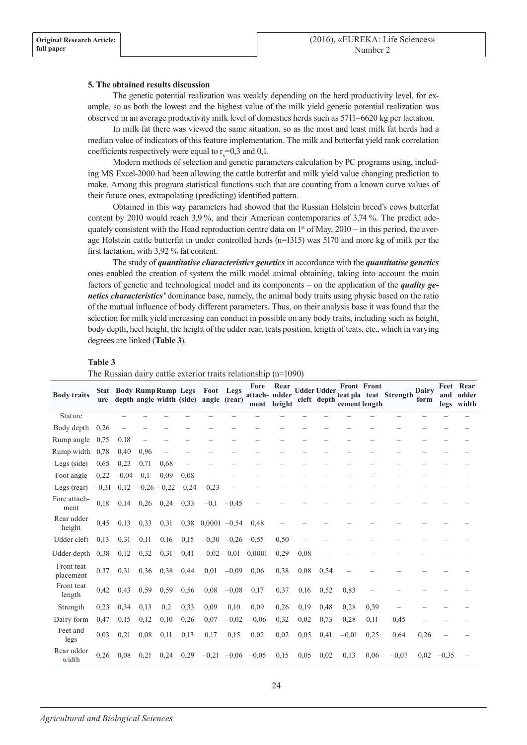### 5. The obtained results discussion

The genetic potential realization was weakly depending on the herd productivity level, for example, so as both the lowest and the highest value of the milk yield genetic potential realization was observed in an average productivity milk level of domestics herds such as 5711–6620 kg per lactation.

In milk fat there was viewed the same situation, so as the most and least milk fat herds had a median value of indicators of this feature implementation. The milk and butterfat yield rank correlation coefficients respectively were equal to $r_s$=0,3 and 0,1.

Modern methods of selection and genetic parameters calculation by PC programs using, including MS Excel-2000 had been allowing the cattle butterfat and milk yield value changing prediction to make. Among this program statistical functions such that are counting from a known curve values of their future ones, extrapolating (predicting) identified pattern.

Obtained in this way parameters had showed that the Russian Holstein breed's cows butterfat content by 2010 would reach 3,9 %, and their American contemporaries of 3,74 %. The predict adequately consistent with the Head reproduction centre data on 1st of May, 2010 – in this period, the average Holstein cattle butterfat in under controlled herds (n=1315) was 5170 and more kg of milk per the first lactation, with 3,92 % fat content.

The study of ***quantitative characteristics genetics*** in accordance with the ***quantitative genetics*** ones enabled the creation of system the milk model animal obtaining, taking into account the main factors of genetic and technological model and its components – on the application of the ***quality genetics characteristics'*** dominance base, namely, the animal body traits using physic based on the ratio of the mutual influence of body different parameters. Thus, on their analysis base it was found that the selection for milk yield increasing can conduct in possible on any body traits, including such as height, body depth, heel height, the height of the udder rear, teats position, length of teats, etc., which in varying degrees are linked (**Table 3**).

**Table 3**

The Russian dairy cattle exterior traits relationship (n=1090)

| Body traits | Stature | Body depth | Rump angle | Rump width | Legs (side) | Foot angle | Legs (rear) | Fore attachment | Rear udder height | Udder cleft | Udder depth | Front teat placement | Front teat length | Strength | Dairy form | Feet and legs | Rear udder width |
|---|---|---|---|---|---|---|---|---|---|---|---|---|---|---|---|---|---|
| Stature | | – | – | – | – | – | – | – | – | – | – | – | – | – | – | – | – |
| Body depth | 0,26 | – | – | – | – | – | – | – | – | – | – | – | – | – | – | – | – |
| Rump angle | 0,75 | 0,18 | – | – | – | – | – | – | – | – | – | – | – | – | – | – | – |
| Rump width | 0,78 | 0,40 | 0,96 | – | – | – | – | – | – | – | – | – | – | – | – | – | – |
| Legs (side) | 0,65 | 0,23 | 0,71 | 0,68 | – | – | – | – | – | – | – | – | – | – | – | – | – |
| Foot angle | 0,22 | –0,04 | 0,1 | 0,09 | 0,08 | – | – | – | – | – | – | – | – | – | – | – | – |
| Legs (rear) | –0,31 | 0,12 | –0,26 | –0,22 | –0,24 | –0,23 | – | – | – | – | – | – | – | – | – | – | – |
| Fore attachment | 0,18 | 0,14 | 0,26 | 0,24 | 0,33 | –0,1 | –0,45 | – | – | – | – | – | – | – | – | – | – |
| Rear udder height | 0,45 | 0,13 | 0,33 | 0,31 | 0,38 | 0,0001 | –0,54 | 0,48 | – | – | – | – | – | – | – | – | – |
| Udder cleft | 0,13 | 0,31 | 0,11 | 0,16 | 0,15 | –0,30 | –0,26 | 0,55 | 0,50 | – | – | – | – | – | – | – | – |
| Udder depth | 0,38 | 0,12 | 0,32 | 0,31 | 0,41 | –0,02 | 0,01 | 0,0001 | 0,29 | 0,08 | – | – | – | – | – | – | – |
| Front teat placement | 0,37 | 0,31 | 0,36 | 0,38 | 0,44 | 0,01 | –0,09 | 0,06 | 0,38 | 0,08 | 0,54 | – | – | – | – | – | – |
| Front teat length | 0,42 | 0,43 | 0,59 | 0,59 | 0,56 | 0,08 | –0,08 | 0,17 | 0,37 | 0,16 | 0,52 | 0,83 | – | – | – | – | – |
| Strength | 0,23 | 0,34 | 0,13 | 0,2 | 0,33 | 0,09 | 0,10 | 0,09 | 0,26 | 0,19 | 0,48 | 0,28 | 0,39 | – | – | – | – |
| Dairy form | 0,47 | 0,15 | 0,12 | 0,10 | 0,26 | 0,07 | –0,02 | –0,06 | 0,32 | 0,02 | 0,73 | 0,28 | 0,11 | 0,45 | – | – | – |
| Feet and legs | 0,03 | 0,21 | 0,08 | 0,11 | 0,13 | 0,17 | 0,15 | 0,02 | 0,02 | 0,05 | 0,41 | –0,01 | 0,25 | 0,64 | 0,26 | – | – |
| Rear udder width | 0,26 | 0,08 | 0,21 | 0,24 | 0,29 | –0,21 | –0,06 | –0,05 | 0,15 | 0,05 | 0,02 | 0,13 | 0,06 | –0,07 | 0,02 | –0,35 | – |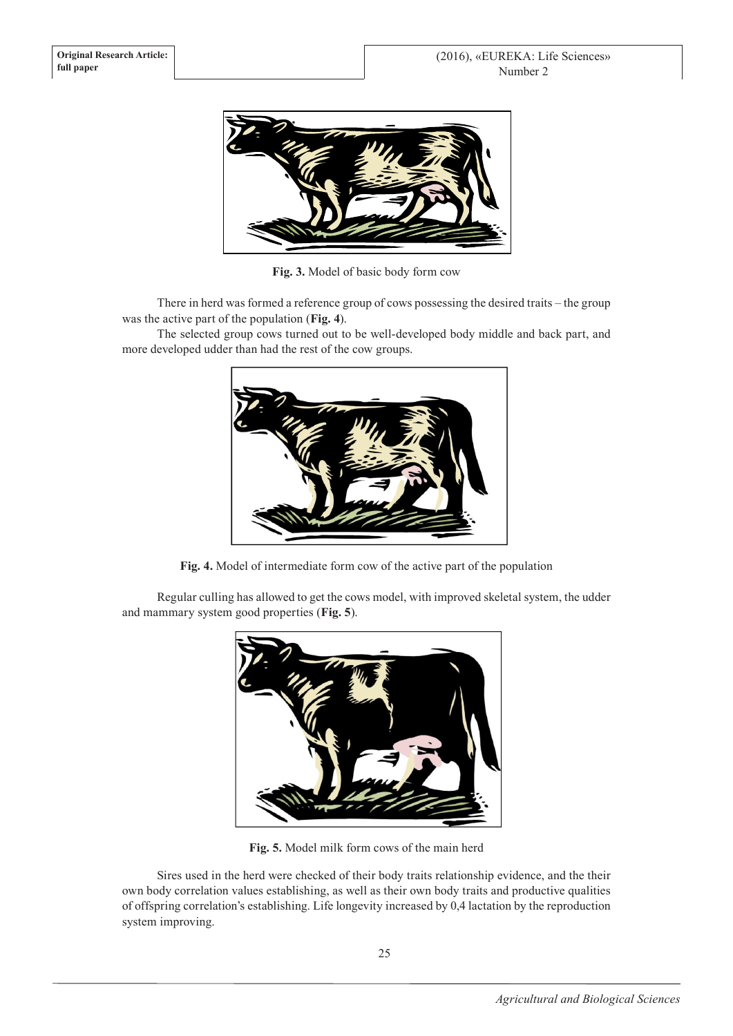**Fig. 3.** Model of basic body form cow

There in herd was formed a reference group of cows possessing the desired traits – the group was the active part of the population (**Fig. 4**).

The selected group cows turned out to be well-developed body middle and back part, and more developed udder than had the rest of the cow groups.

**Fig. 4.** Model of intermediate form cow of the active part of the population

Regular culling has allowed to get the cows model, with improved skeletal system, the udder and mammary system good properties (**Fig. 5**).

**Fig. 5.** Model milk form cows of the main herd

Sires used in the herd were checked of their body traits relationship evidence, and the their own body correlation values establishing, as well as their own body traits and productive qualities of offspring correlation's establishing. Life longevity increased by 0,4 lactation by the reproduction system improving.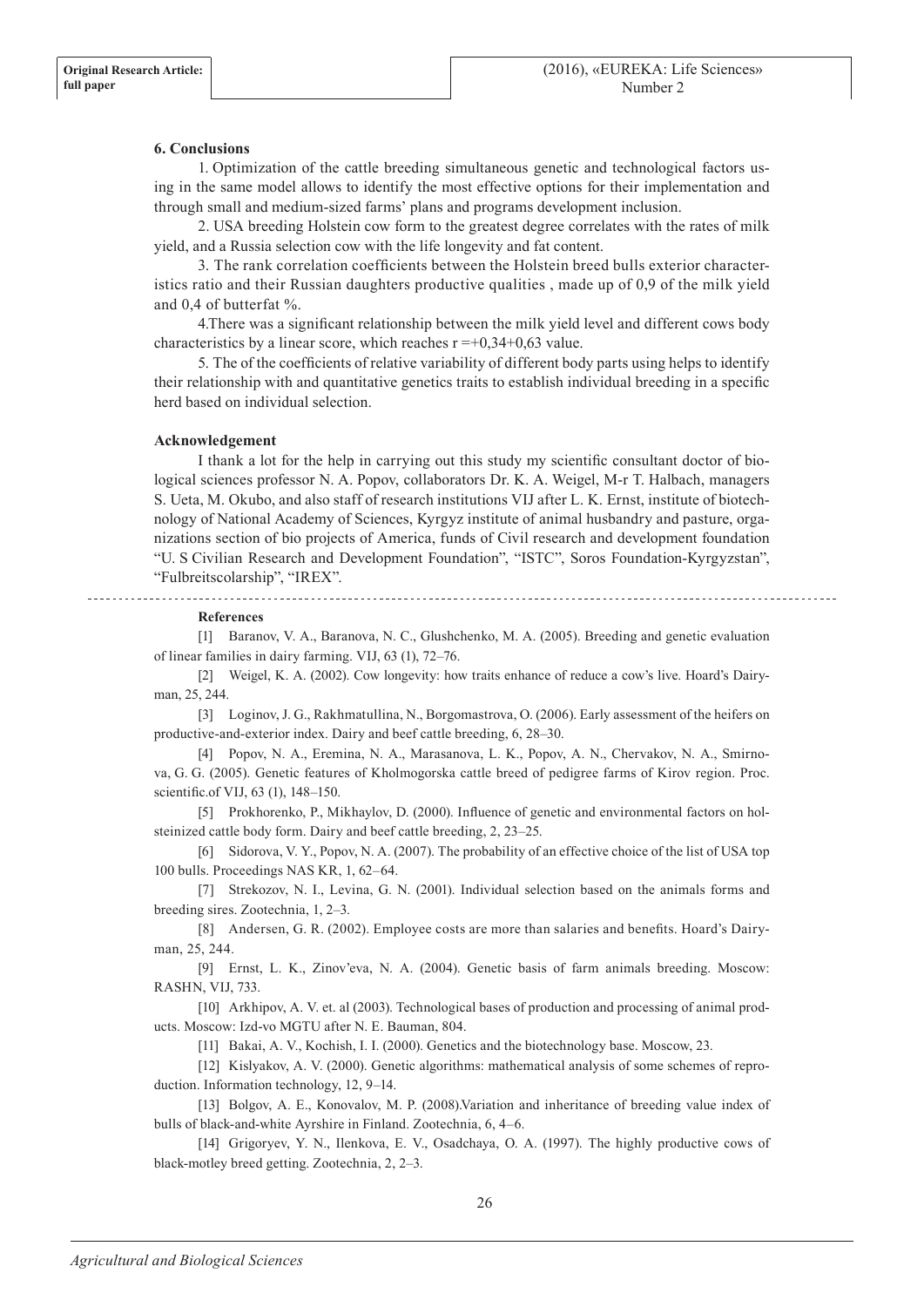### 6. Conclusions

1. Optimization of the cattle breeding simultaneous genetic and technological factors using in the same model allows to identify the most effective options for their implementation and through small and medium-sized farms' plans and programs development inclusion.

2. USA breeding Holstein cow form to the greatest degree correlates with the rates of milk yield, and a Russia selection cow with the life longevity and fat content.

3. The rank correlation coefficients between the Holstein breed bulls exterior characteristics ratio and their Russian daughters productive qualities , made up of 0,9 of the milk yield and 0,4 of butterfat %.

4.There was a significant relationship between the milk yield level and different cows body characteristics by a linear score, which reaches r =+0,34+0,63 value.

5. The of the coefficients of relative variability of different body parts using helps to identify their relationship with and quantitative genetics traits to establish individual breeding in a specific herd based on individual selection.

### Acknowledgement

I thank a lot for the help in carrying out this study my scientific consultant doctor of biological sciences professor N. A. Popov, collaborators Dr. K. A. Weigel, M-r T. Halbach, managers S. Ueta, M. Okubo, and also staff of research institutions VIJ after L. K. Ernst, institute of biotechnology of National Academy of Sciences, Kyrgyz institute of animal husbandry and pasture, organizations section of bio projects of America, funds of Civil research and development foundation "U. S Civilian Research and Development Foundation", "ISTC", Soros Foundation-Kyrgyzstan", "Fulbreitscolarship", "IREX".

### References

[1] Baranov, V. A., Baranova, N. C., Glushchenko, M. A. (2005). Breeding and genetic evaluation of linear families in dairy farming. VIJ, 63 (1), 72–76.

[2] Weigel, K. A. (2002). Cow longevity: how traits enhance of reduce a cow's live. Hoard's Dairyman, 25, 244.

[3] Loginov, J. G., Rakhmatullina, N., Borgomastrova, O. (2006). Early assessment of the heifers on productive-and-exterior index. Dairy and beef cattle breeding, 6, 28–30.

[4] Popov, N. A., Eremina, N. A., Marasanova, L. K., Popov, A. N., Chervakov, N. A., Smirnova, G. G. (2005). Genetic features of Kholmogorska cattle breed of pedigree farms of Kirov region. Proc. scientific.of VIJ, 63 (1), 148–150.

[5] Prokhorenko, P., Mikhaylov, D. (2000). Influence of genetic and environmental factors on holsteinized cattle body form. Dairy and beef cattle breeding, 2, 23–25.

[6] Sidorova, V. Y., Popov, N. A. (2007). The probability of an effective choice of the list of USA top 100 bulls. Proceedings NAS KR, 1, 62–64.

[7] Strekozov, N. I., Levina, G. N. (2001). Individual selection based on the animals forms and breeding sires. Zootechnia, 1, 2–3.

[8] Andersen, G. R. (2002). Employee costs are more than salaries and benefits. Hoard's Dairyman, 25, 244.

[9] Ernst, L. K., Zinov'eva, N. A. (2004). Genetic basis of farm animals breeding. Moscow: RASHN, VIJ, 733.

[10] Arkhipov, A. V. et. al (2003). Technological bases of production and processing of animal products. Moscow: Izd-vo MGTU after N. E. Bauman, 804.

[11] Bakai, A. V., Kochish, I. I. (2000). Genetics and the biotechnology base. Moscow, 23.

[12] Kislyakov, A. V. (2000). Genetic algorithms: mathematical analysis of some schemes of reproduction. Information technology, 12, 9–14.

[13] Bolgov, A. E., Konovalov, M. P. (2008).Variation and inheritance of breeding value index of bulls of black-and-white Ayrshire in Finland. Zootechnia, 6, 4–6.

[14] Grigoryev, Y. N., Ilenkova, E. V., Osadchaya, O. A. (1997). The highly productive cows of black-motley breed getting. Zootechnia, 2, 2–3.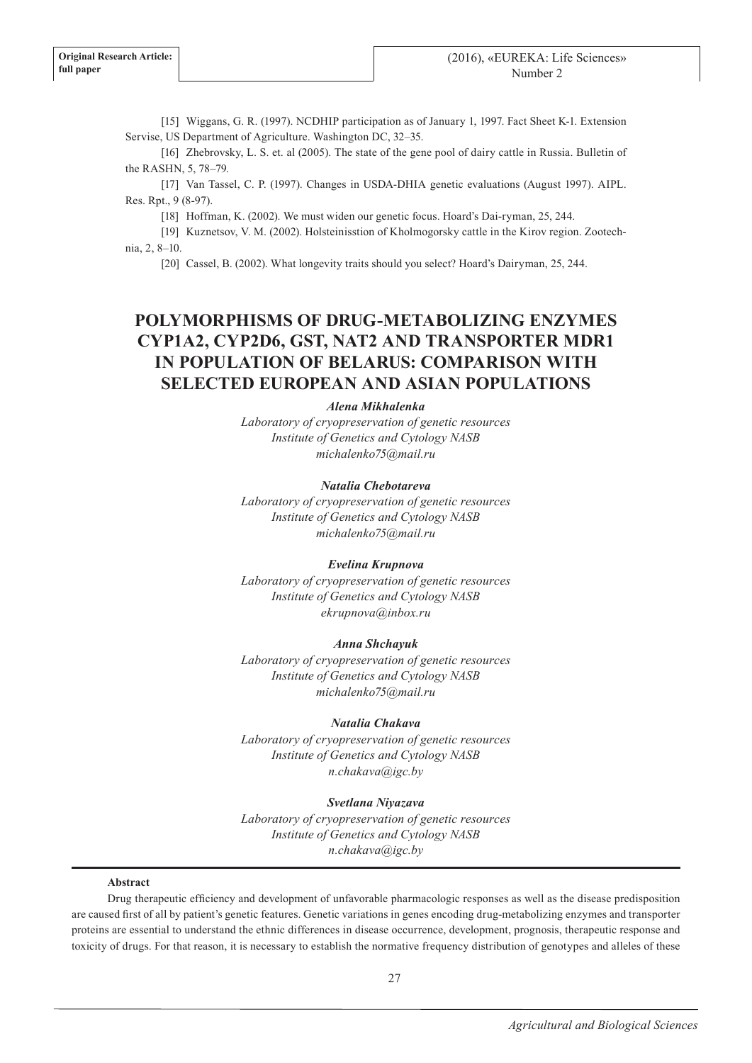[15] Wiggans, G. R. (1997). NCDHIP participation as of January 1, 1997. Fact Sheet K-1. Extension Servise, US Department of Agriculture. Washington DC, 32–35.

[16] Zhebrovsky, L. S. et. al (2005). The state of the gene pool of dairy cattle in Russia. Bulletin of the RASHN, 5, 78–79.

[17] Van Tassel, C. P. (1997). Changes in USDA-DHIA genetic evaluations (August 1997). AIPL. Res. Rpt., 9 (8-97).

[18] Hoffman, K. (2002). We must widen our genetic focus. Hoard's Dai-ryman, 25, 244.

[19] Kuznetsov, V. M. (2002). Holsteinisstion of Kholmogorsky cattle in the Kirov region. Zootechnia, 2, 8–10.

[20] Cassel, B. (2002). What longevity traits should you select? Hoard's Dairyman, 25, 244.

# POLYMORPHISMS OF DRUG-METABOLIZING ENZYMES CYP1A2, CYP2D6, GST, NAT2 AND TRANSPORTER MDR1 IN POPULATION OF BELARUS: COMPARISON WITH SELECTED EUROPEAN AND ASIAN POPULATIONS

***Alena Mikhalenka***
*Laboratory of cryopreservation of genetic resources*
*Institute of Genetics and Cytology NASB*
*michalenko75@mail.ru*

***Natalia Chebotareva***
*Laboratory of cryopreservation of genetic resources*
*Institute of Genetics and Cytology NASB*
*michalenko75@mail.ru*

***Evelina Krupnova***
*Laboratory of cryopreservation of genetic resources*
*Institute of Genetics and Cytology NASB*
*ekrupnova@inbox.ru*

***Anna Shchayuk***
*Laboratory of cryopreservation of genetic resources*
*Institute of Genetics and Cytology NASB*
*michalenko75@mail.ru*

***Natalia Chakava***
*Laboratory of cryopreservation of genetic resources*
*Institute of Genetics and Cytology NASB*
*n.chakava@igc.by*

***Svetlana Niyazava***
*Laboratory of cryopreservation of genetic resources*
*Institute of Genetics and Cytology NASB*
*n.chakava@igc.by*

**Abstract**

Drug therapeutic efficiency and development of unfavorable pharmacologic responses as well as the disease predisposition are caused first of all by patient's genetic features. Genetic variations in genes encoding drug-metabolizing enzymes and transporter proteins are essential to understand the ethnic differences in disease occurrence, development, prognosis, therapeutic response and toxicity of drugs. For that reason, it is necessary to establish the normative frequency distribution of genotypes and alleles of these